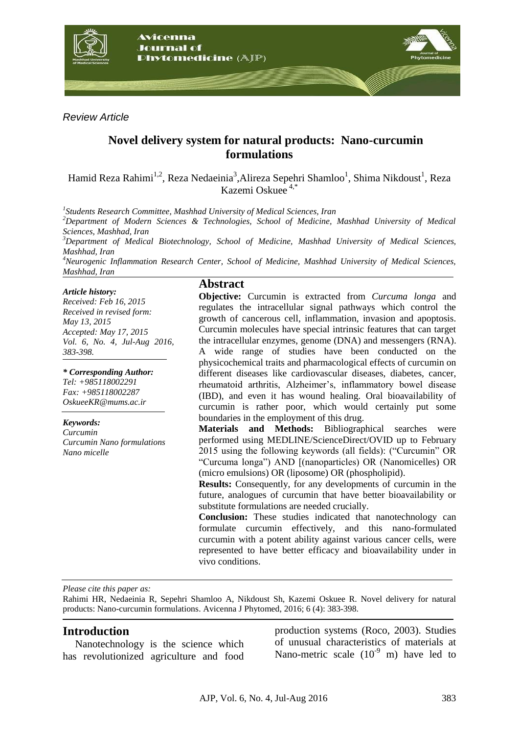*Review Article*

# Novel delivery system for natural products: Nano-curcumin formulations

Hamid Reza Rahimi[1,2], Reza Nedaeinia[3], Alireza Sepehri Shamloo[1], Shima Nikdoust[1], Reza Kazemi Oskuee[4,*]

[1]*Students Research Committee, Mashhad University of Medical Sciences, Iran*

[2]*Department of Modern Sciences & Technologies, School of Medicine, Mashhad University of Medical Sciences, Mashhad, Iran*

[3]*Department of Medical Biotechnology, School of Medicine, Mashhad University of Medical Sciences, Mashhad, Iran*

[4]*Neurogenic Inflammation Research Center, School of Medicine, Mashhad University of Medical Sciences, Mashhad, Iran*

***Article history:***
*Received: Feb 16, 2015*
*Received in revised form: May 13, 2015*
*Accepted: May 17, 2015*
*Vol. 6, No. 4, Jul-Aug 2016, 383-398.*

***\* Corresponding Author:***
*Tel: +985118002291*
*Fax: +985118002287*
*OskueeKR@mums.ac.ir*

***Keywords:***
*Curcumin*
*Curcumin Nano formulations*
*Nano micelle*

## Abstract

**Objective:** Curcumin is extracted from *Curcuma longa* and regulates the intracellular signal pathways which control the growth of cancerous cell, inflammation, invasion and apoptosis. Curcumin molecules have special intrinsic features that can target the intracellular enzymes, genome (DNA) and messengers (RNA). A wide range of studies have been conducted on the physicochemical traits and pharmacological effects of curcumin on different diseases like cardiovascular diseases, diabetes, cancer, rheumatoid arthritis, Alzheimer's, inflammatory bowel disease (IBD), and even it has wound healing. Oral bioavailability of curcumin is rather poor, which would certainly put some boundaries in the employment of this drug.

**Materials and Methods:** Bibliographical searches were performed using MEDLINE/ScienceDirect/OVID up to February 2015 using the following keywords (all fields): ("Curcumin" OR "Curcuma longa") AND [(nanoparticles) OR (Nanomicelles) OR (micro emulsions) OR (liposome) OR (phospholipid).

**Results:** Consequently, for any developments of curcumin in the future, analogues of curcumin that have better bioavailability or substitute formulations are needed crucially.

**Conclusion:** These studies indicated that nanotechnology can formulate curcumin effectively, and this nano-formulated curcumin with a potent ability against various cancer cells, were represented to have better efficacy and bioavailability under in vivo conditions.

*Please cite this paper as:*
Rahimi HR, Nedaeinia R, Sepehri Shamloo A, Nikdoust Sh, Kazemi Oskuee R. Novel delivery for natural products: Nano-curcumin formulations. Avicenna J Phytomed, 2016; 6 (4): 383-398.

## Introduction

Nanotechnology is the science which has revolutionized agriculture and food production systems (Roco, 2003). Studies of unusual characteristics of materials at Nano-metric scale ($10^{-9}$ m) have led to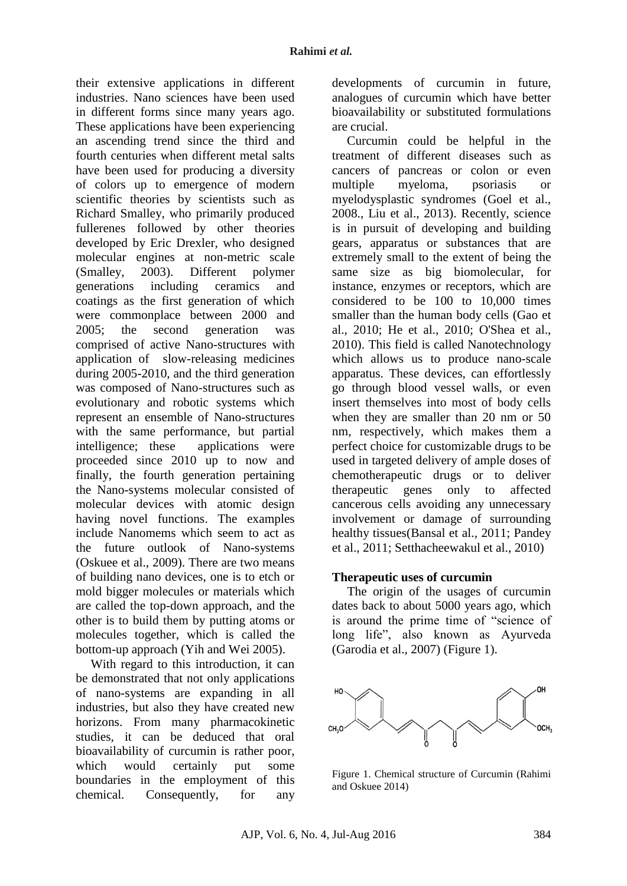their extensive applications in different industries. Nano sciences have been used in different forms since many years ago. These applications have been experiencing an ascending trend since the third and fourth centuries when different metal salts have been used for producing a diversity of colors up to emergence of modern scientific theories by scientists such as Richard Smalley, who primarily produced fullerenes followed by other theories developed by Eric Drexler, who designed molecular engines at non-metric scale (Smalley, 2003). Different polymer generations including ceramics and coatings as the first generation of which were commonplace between 2000 and 2005; the second generation was comprised of active Nano-structures with application of slow-releasing medicines during 2005-2010, and the third generation was composed of Nano-structures such as evolutionary and robotic systems which represent an ensemble of Nano-structures with the same performance, but partial intelligence; these applications were proceeded since 2010 up to now and finally, the fourth generation pertaining the Nano-systems molecular consisted of molecular devices with atomic design having novel functions. The examples include Nanomems which seem to act as the future outlook of Nano-systems (Oskuee et al., 2009). There are two means of building nano devices, one is to etch or mold bigger molecules or materials which are called the top-down approach, and the other is to build them by putting atoms or molecules together, which is called the bottom-up approach (Yih and Wei 2005).

With regard to this introduction, it can be demonstrated that not only applications of nano-systems are expanding in all industries, but also they have created new horizons. From many pharmacokinetic studies, it can be deduced that oral bioavailability of curcumin is rather poor, which would certainly put some boundaries in the employment of this chemical. Consequently, for any developments of curcumin in future, analogues of curcumin which have better bioavailability or substituted formulations are crucial.

Curcumin could be helpful in the treatment of different diseases such as cancers of pancreas or colon or even multiple myeloma, psoriasis or myelodysplastic syndromes (Goel et al., 2008., Liu et al., 2013). Recently, science is in pursuit of developing and building gears, apparatus or substances that are extremely small to the extent of being the same size as big biomolecular, for instance, enzymes or receptors, which are considered to be 100 to 10,000 times smaller than the human body cells (Gao et al., 2010; He et al., 2010; O'Shea et al., 2010). This field is called Nanotechnology which allows us to produce nano-scale apparatus. These devices, can effortlessly go through blood vessel walls, or even insert themselves into most of body cells when they are smaller than 20 nm or 50 nm, respectively, which makes them a perfect choice for customizable drugs to be used in targeted delivery of ample doses of chemotherapeutic drugs or to deliver therapeutic genes only to affected cancerous cells avoiding any unnecessary involvement or damage of surrounding healthy tissues(Bansal et al., 2011; Pandey et al., 2011; Setthacheewakul et al., 2010)

## Therapeutic uses of curcumin

The origin of the usages of curcumin dates back to about 5000 years ago, which is around the prime time of "science of long life", also known as Ayurveda (Garodia et al., 2007) (Figure 1).

Figure 1. Chemical structure of Curcumin (Rahimi and Oskuee 2014)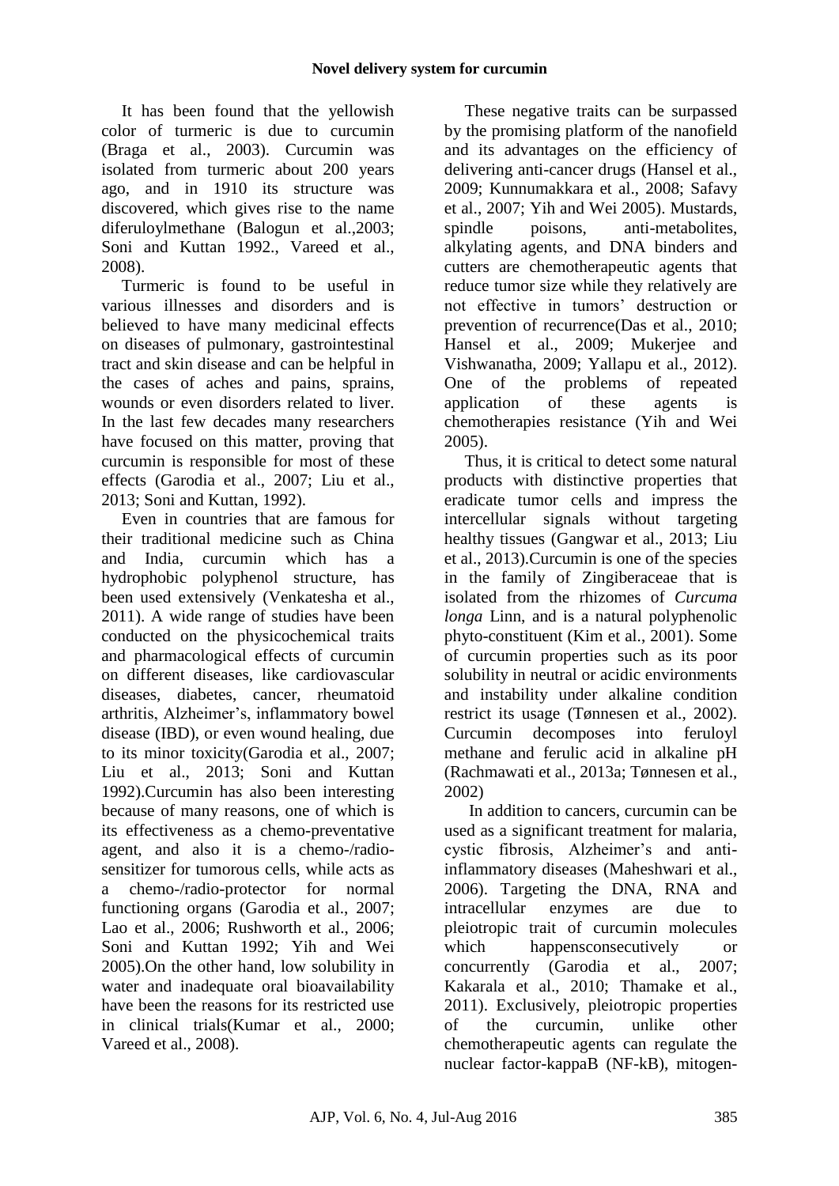It has been found that the yellowish color of turmeric is due to curcumin (Braga et al., 2003). Curcumin was isolated from turmeric about 200 years ago, and in 1910 its structure was discovered, which gives rise to the name diferuloylmethane (Balogun et al.,2003; Soni and Kuttan 1992., Vareed et al., 2008).

Turmeric is found to be useful in various illnesses and disorders and is believed to have many medicinal effects on diseases of pulmonary, gastrointestinal tract and skin disease and can be helpful in the cases of aches and pains, sprains, wounds or even disorders related to liver. In the last few decades many researchers have focused on this matter, proving that curcumin is responsible for most of these effects (Garodia et al., 2007; Liu et al., 2013; Soni and Kuttan, 1992).

Even in countries that are famous for their traditional medicine such as China and India, curcumin which has a hydrophobic polyphenol structure, has been used extensively (Venkatesha et al., 2011). A wide range of studies have been conducted on the physicochemical traits and pharmacological effects of curcumin on different diseases, like cardiovascular diseases, diabetes, cancer, rheumatoid arthritis, Alzheimer's, inflammatory bowel disease (IBD), or even wound healing, due to its minor toxicity(Garodia et al., 2007; Liu et al., 2013; Soni and Kuttan 1992).Curcumin has also been interesting because of many reasons, one of which is its effectiveness as a chemo-preventative agent, and also it is a chemo-/radio-sensitizer for tumorous cells, while acts as a chemo-/radio-protector for normal functioning organs (Garodia et al., 2007; Lao et al., 2006; Rushworth et al., 2006; Soni and Kuttan 1992; Yih and Wei 2005).On the other hand, low solubility in water and inadequate oral bioavailability have been the reasons for its restricted use in clinical trials(Kumar et al., 2000; Vareed et al., 2008).

These negative traits can be surpassed by the promising platform of the nanofield and its advantages on the efficiency of delivering anti-cancer drugs (Hansel et al., 2009; Kunnumakkara et al., 2008; Safavy et al., 2007; Yih and Wei 2005). Mustards, spindle poisons, anti-metabolites, alkylating agents, and DNA binders and cutters are chemotherapeutic agents that reduce tumor size while they relatively are not effective in tumors' destruction or prevention of recurrence(Das et al., 2010; Hansel et al., 2009; Mukerjee and Vishwanatha, 2009; Yallapu et al., 2012). One of the problems of repeated application of these agents is chemotherapies resistance (Yih and Wei 2005).

Thus, it is critical to detect some natural products with distinctive properties that eradicate tumor cells and impress the intercellular signals without targeting healthy tissues (Gangwar et al., 2013; Liu et al., 2013).Curcumin is one of the species in the family of Zingiberaceae that is isolated from the rhizomes of *Curcuma longa* Linn, and is a natural polyphenolic phyto-constituent (Kim et al., 2001). Some of curcumin properties such as its poor solubility in neutral or acidic environments and instability under alkaline condition restrict its usage (Tønnesen et al., 2002). Curcumin decomposes into feruloyl methane and ferulic acid in alkaline pH (Rachmawati et al., 2013a; Tønnesen et al., 2002)

In addition to cancers, curcumin can be used as a significant treatment for malaria, cystic fibrosis, Alzheimer's and anti-inflammatory diseases (Maheshwari et al., 2006). Targeting the DNA, RNA and intracellular enzymes are due to pleiotropic trait of curcumin molecules which happensconsecutively or concurrently (Garodia et al., 2007; Kakarala et al., 2010; Thamake et al., 2011). Exclusively, pleiotropic properties of the curcumin, unlike other chemotherapeutic agents can regulate the nuclear factor-kappaB (NF-kB), mitogen-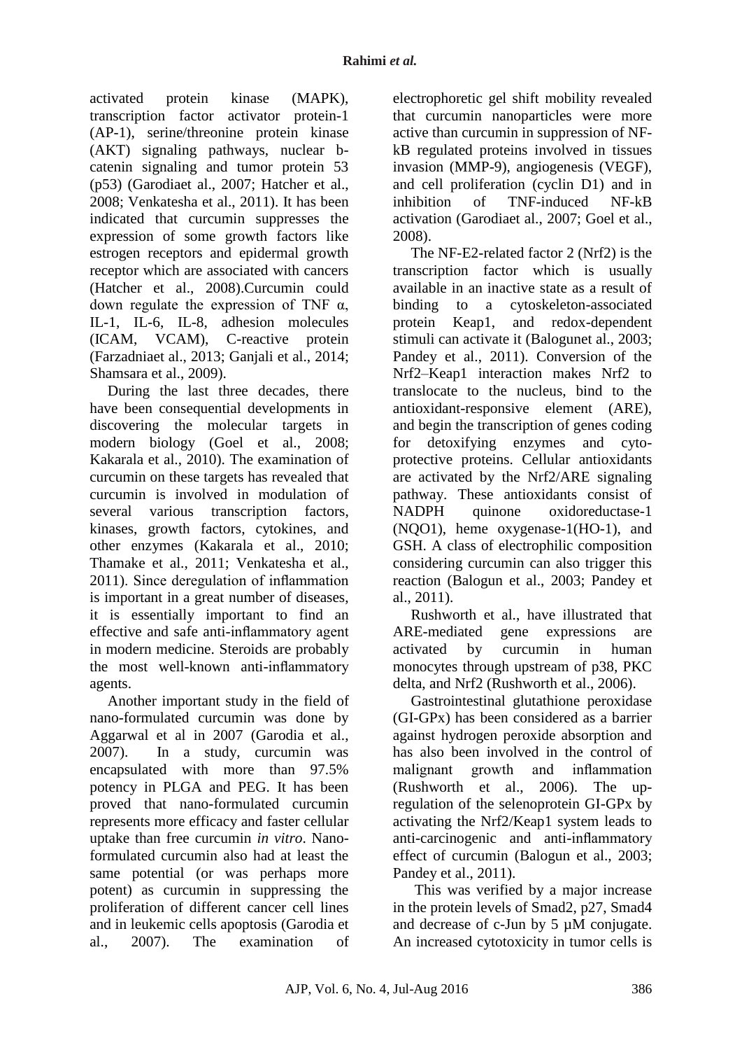activated protein kinase (MAPK), transcription factor activator protein-1 (AP-1), serine/threonine protein kinase (AKT) signaling pathways, nuclear b-catenin signaling and tumor protein 53 (p53) (Garodiaet al., 2007; Hatcher et al., 2008; Venkatesha et al., 2011). It has been indicated that curcumin suppresses the expression of some growth factors like estrogen receptors and epidermal growth receptor which are associated with cancers (Hatcher et al., 2008).Curcumin could down regulate the expression of TNF α, IL-1, IL-6, IL-8, adhesion molecules (ICAM, VCAM), C-reactive protein (Farzadniaet al., 2013; Ganjali et al., 2014; Shamsara et al., 2009).

During the last three decades, there have been consequential developments in discovering the molecular targets in modern biology (Goel et al., 2008; Kakarala et al., 2010). The examination of curcumin on these targets has revealed that curcumin is involved in modulation of several various transcription factors, kinases, growth factors, cytokines, and other enzymes (Kakarala et al., 2010; Thamake et al., 2011; Venkatesha et al., 2011). Since deregulation of inflammation is important in a great number of diseases, it is essentially important to find an effective and safe anti-inflammatory agent in modern medicine. Steroids are probably the most well-known anti-inflammatory agents.

Another important study in the field of nano-formulated curcumin was done by Aggarwal et al in 2007 (Garodia et al., 2007). In a study, curcumin was encapsulated with more than 97.5% potency in PLGA and PEG. It has been proved that nano-formulated curcumin represents more efficacy and faster cellular uptake than free curcumin *in vitro*. Nano-formulated curcumin also had at least the same potential (or was perhaps more potent) as curcumin in suppressing the proliferation of different cancer cell lines and in leukemic cells apoptosis (Garodia et al., 2007). The examination of electrophoretic gel shift mobility revealed that curcumin nanoparticles were more active than curcumin in suppression of NF-kB regulated proteins involved in tissues invasion (MMP-9), angiogenesis (VEGF), and cell proliferation (cyclin D1) and in inhibition of TNF-induced NF-kB activation (Garodiaet al., 2007; Goel et al., 2008).

The NF-E2-related factor 2 (Nrf2) is the transcription factor which is usually available in an inactive state as a result of binding to a cytoskeleton-associated protein Keap1, and redox-dependent stimuli can activate it (Balogunet al., 2003; Pandey et al., 2011). Conversion of the Nrf2–Keap1 interaction makes Nrf2 to translocate to the nucleus, bind to the antioxidant-responsive element (ARE), and begin the transcription of genes coding for detoxifying enzymes and cyto-protective proteins. Cellular antioxidants are activated by the Nrf2/ARE signaling pathway. These antioxidants consist of NADPH quinone oxidoreductase-1 (NQO1), heme oxygenase-1(HO-1), and GSH. A class of electrophilic composition considering curcumin can also trigger this reaction (Balogun et al., 2003; Pandey et al., 2011).

Rushworth et al., have illustrated that ARE-mediated gene expressions are activated by curcumin in human monocytes through upstream of p38, PKC delta, and Nrf2 (Rushworth et al., 2006).

Gastrointestinal glutathione peroxidase (GI-GPx) has been considered as a barrier against hydrogen peroxide absorption and has also been involved in the control of malignant growth and inflammation (Rushworth et al., 2006). The up-regulation of the selenoprotein GI-GPx by activating the Nrf2/Keap1 system leads to anti-carcinogenic and anti-inflammatory effect of curcumin (Balogun et al., 2003; Pandey et al., 2011).

This was verified by a major increase in the protein levels of Smad2, p27, Smad4 and decrease of c-Jun by 5 µM conjugate. An increased cytotoxicity in tumor cells is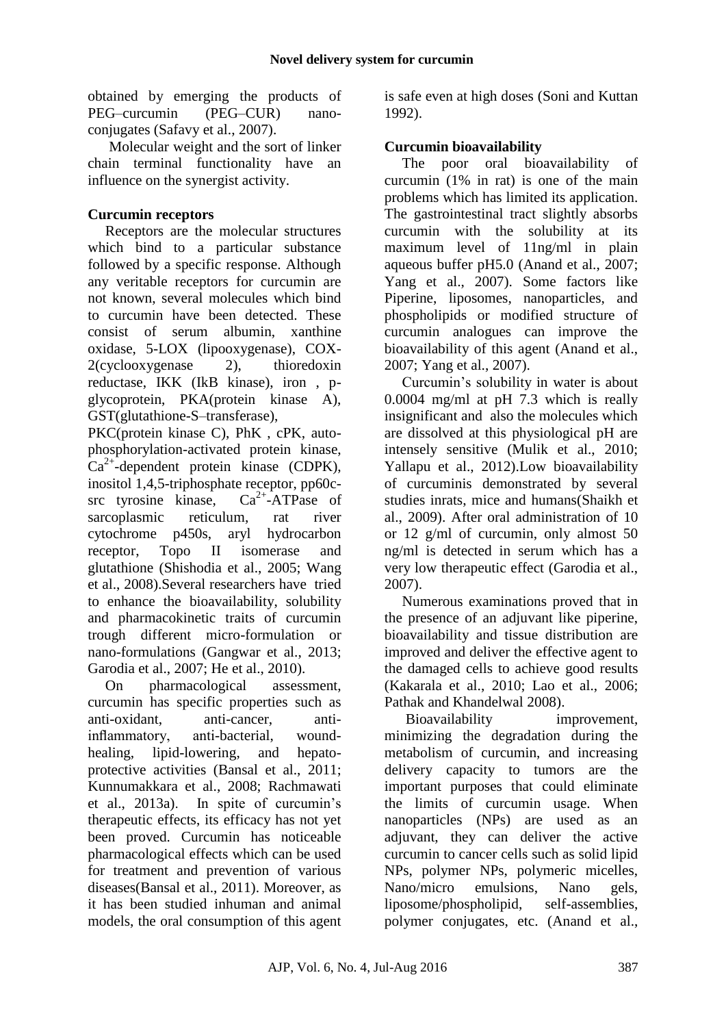obtained by emerging the products of PEG–curcumin (PEG–CUR) nano-conjugates (Safavy et al., 2007).

Molecular weight and the sort of linker chain terminal functionality have an influence on the synergist activity.

## Curcumin receptors

Receptors are the molecular structures which bind to a particular substance followed by a specific response. Although any veritable receptors for curcumin are not known, several molecules which bind to curcumin have been detected. These consist of serum albumin, xanthine oxidase, 5-LOX (lipooxygenase), COX-2(cyclooxygenase 2), thioredoxin reductase, IKK (IkB kinase), iron , p-glycoprotein, PKA(protein kinase A), GST(glutathione-S–transferase), PKC(protein kinase C), PhK , cPK, auto-phosphorylation-activated protein kinase, $Ca^{2+}$-dependent protein kinase (CDPK), inositol 1,4,5-triphosphate receptor, pp60c-src tyrosine kinase, $Ca^{2+}$-ATPase of sarcoplasmic reticulum, rat river cytochrome p450s, aryl hydrocarbon receptor, Topo II isomerase and glutathione (Shishodia et al., 2005; Wang et al., 2008).Several researchers have tried to enhance the bioavailability, solubility and pharmacokinetic traits of curcumin trough different micro-formulation or nano-formulations (Gangwar et al., 2013; Garodia et al., 2007; He et al., 2010).

On pharmacological assessment, curcumin has specific properties such as anti-oxidant, anti-cancer, anti-inflammatory, anti-bacterial, wound-healing, lipid-lowering, and hepato-protective activities (Bansal et al., 2011; Kunnumakkara et al., 2008; Rachmawati et al., 2013a). In spite of curcumin's therapeutic effects, its efficacy has not yet been proved. Curcumin has noticeable pharmacological effects which can be used for treatment and prevention of various diseases(Bansal et al., 2011). Moreover, as it has been studied inhuman and animal models, the oral consumption of this agent is safe even at high doses (Soni and Kuttan 1992).

## Curcumin bioavailability

The poor oral bioavailability of curcumin (1% in rat) is one of the main problems which has limited its application. The gastrointestinal tract slightly absorbs curcumin with the solubility at its maximum level of 11ng/ml in plain aqueous buffer pH5.0 (Anand et al., 2007; Yang et al., 2007). Some factors like Piperine, liposomes, nanoparticles, and phospholipids or modified structure of curcumin analogues can improve the bioavailability of this agent (Anand et al., 2007; Yang et al., 2007).

Curcumin's solubility in water is about 0.0004 mg/ml at pH 7.3 which is really insignificant and also the molecules which are dissolved at this physiological pH are intensely sensitive (Mulik et al., 2010; Yallapu et al., 2012).Low bioavailability of curcuminis demonstrated by several studies inrats, mice and humans(Shaikh et al., 2009). After oral administration of 10 or 12 g/ml of curcumin, only almost 50 ng/ml is detected in serum which has a very low therapeutic effect (Garodia et al., 2007).

Numerous examinations proved that in the presence of an adjuvant like piperine, bioavailability and tissue distribution are improved and deliver the effective agent to the damaged cells to achieve good results (Kakarala et al., 2010; Lao et al., 2006; Pathak and Khandelwal 2008).

Bioavailability improvement, minimizing the degradation during the metabolism of curcumin, and increasing delivery capacity to tumors are the important purposes that could eliminate the limits of curcumin usage. When nanoparticles (NPs) are used as an adjuvant, they can deliver the active curcumin to cancer cells such as solid lipid NPs, polymer NPs, polymeric micelles, Nano/micro emulsions, Nano gels, liposome/phospholipid, self-assemblies, polymer conjugates, etc. (Anand et al.,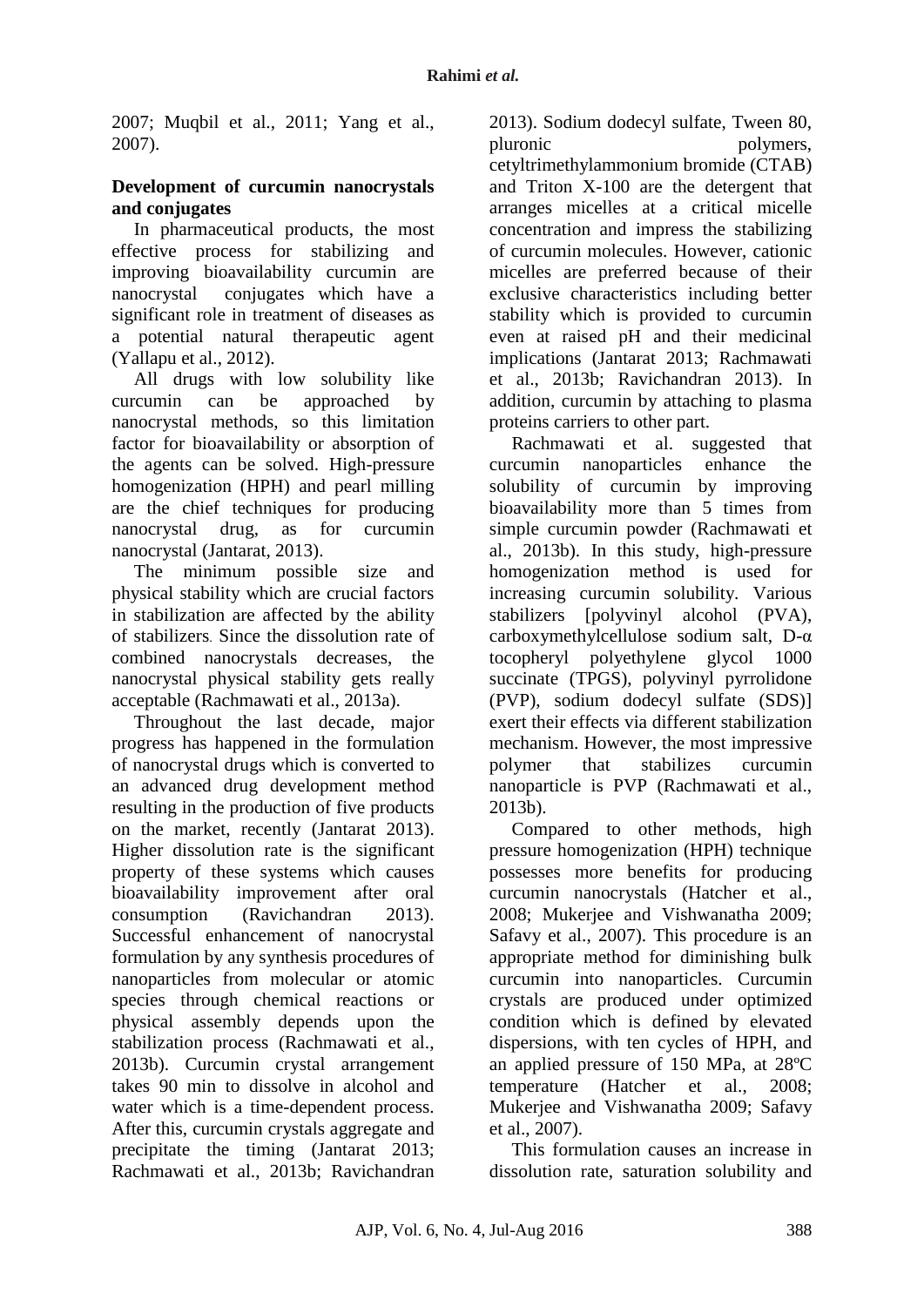2007; Muqbil et al., 2011; Yang et al., 2007).

**Development of curcumin nanocrystals and conjugates**

In pharmaceutical products, the most effective process for stabilizing and improving bioavailability curcumin are nanocrystal conjugates which have a significant role in treatment of diseases as a potential natural therapeutic agent (Yallapu et al., 2012).

All drugs with low solubility like curcumin can be approached by nanocrystal methods, so this limitation factor for bioavailability or absorption of the agents can be solved. High-pressure homogenization (HPH) and pearl milling are the chief techniques for producing nanocrystal drug, as for curcumin nanocrystal (Jantarat, 2013).

The minimum possible size and physical stability which are crucial factors in stabilization are affected by the ability of stabilizers. Since the dissolution rate of combined nanocrystals decreases, the nanocrystal physical stability gets really acceptable (Rachmawati et al., 2013a).

Throughout the last decade, major progress has happened in the formulation of nanocrystal drugs which is converted to an advanced drug development method resulting in the production of five products on the market, recently (Jantarat 2013). Higher dissolution rate is the significant property of these systems which causes bioavailability improvement after oral consumption (Ravichandran 2013). Successful enhancement of nanocrystal formulation by any synthesis procedures of nanoparticles from molecular or atomic species through chemical reactions or physical assembly depends upon the stabilization process (Rachmawati et al., 2013b). Curcumin crystal arrangement takes 90 min to dissolve in alcohol and water which is a time-dependent process. After this, curcumin crystals aggregate and precipitate the timing (Jantarat 2013; Rachmawati et al., 2013b; Ravichandran 2013). Sodium dodecyl sulfate, Tween 80, pluronic polymers, cetyltrimethylammonium bromide (CTAB) and Triton X-100 are the detergent that arranges micelles at a critical micelle concentration and impress the stabilizing of curcumin molecules. However, cationic micelles are preferred because of their exclusive characteristics including better stability which is provided to curcumin even at raised pH and their medicinal implications (Jantarat 2013; Rachmawati et al., 2013b; Ravichandran 2013). In addition, curcumin by attaching to plasma proteins carriers to other part.

Rachmawati et al. suggested that curcumin nanoparticles enhance the solubility of curcumin by improving bioavailability more than 5 times from simple curcumin powder (Rachmawati et al., 2013b). In this study, high-pressure homogenization method is used for increasing curcumin solubility. Various stabilizers [polyvinyl alcohol (PVA), carboxymethylcellulose sodium salt, D-α tocopheryl polyethylene glycol 1000 succinate (TPGS), polyvinyl pyrrolidone (PVP), sodium dodecyl sulfate (SDS)] exert their effects via different stabilization mechanism. However, the most impressive polymer that stabilizes curcumin nanoparticle is PVP (Rachmawati et al., 2013b).

Compared to other methods, high pressure homogenization (HPH) technique possesses more benefits for producing curcumin nanocrystals (Hatcher et al., 2008; Mukerjee and Vishwanatha 2009; Safavy et al., 2007). This procedure is an appropriate method for diminishing bulk curcumin into nanoparticles. Curcumin crystals are produced under optimized condition which is defined by elevated dispersions, with ten cycles of HPH, and an applied pressure of 150 MPa, at 28ºC temperature (Hatcher et al., 2008; Mukerjee and Vishwanatha 2009; Safavy et al., 2007).

This formulation causes an increase in dissolution rate, saturation solubility and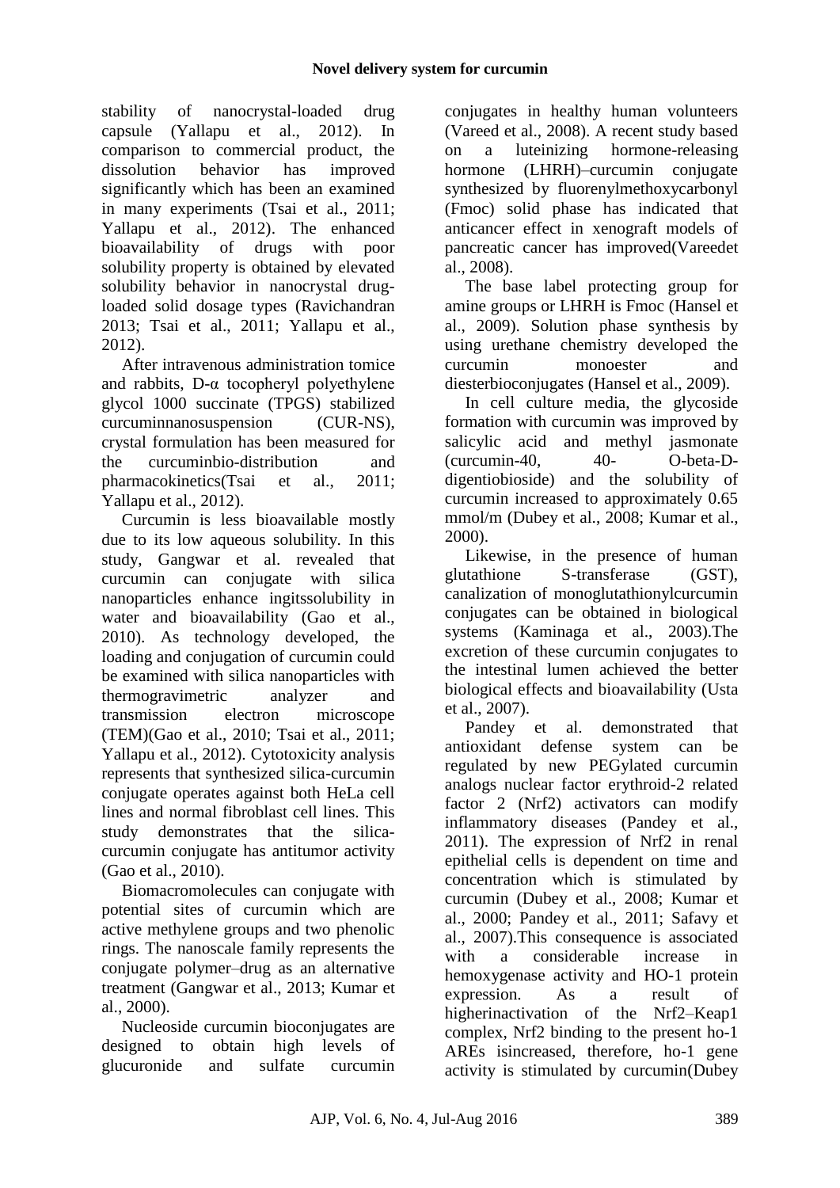stability of nanocrystal-loaded drug capsule (Yallapu et al., 2012). In comparison to commercial product, the dissolution behavior has improved significantly which has been an examined in many experiments (Tsai et al., 2011; Yallapu et al., 2012). The enhanced bioavailability of drugs with poor solubility property is obtained by elevated solubility behavior in nanocrystal drug-loaded solid dosage types (Ravichandran 2013; Tsai et al., 2011; Yallapu et al., 2012).

After intravenous administration tomice and rabbits, D-α tocopheryl polyethylene glycol 1000 succinate (TPGS) stabilized curcuminnanosuspension (CUR-NS), crystal formulation has been measured for the curcuminbio-distribution and pharmacokinetics(Tsai et al., 2011; Yallapu et al., 2012).

Curcumin is less bioavailable mostly due to its low aqueous solubility. In this study, Gangwar et al. revealed that curcumin can conjugate with silica nanoparticles enhance ingitssolubility in water and bioavailability (Gao et al., 2010). As technology developed, the loading and conjugation of curcumin could be examined with silica nanoparticles with thermogravimetric analyzer and transmission electron microscope (TEM)(Gao et al., 2010; Tsai et al., 2011; Yallapu et al., 2012). Cytotoxicity analysis represents that synthesized silica-curcumin conjugate operates against both HeLa cell lines and normal fibroblast cell lines. This study demonstrates that the silica-curcumin conjugate has antitumor activity (Gao et al., 2010).

Biomacromolecules can conjugate with potential sites of curcumin which are active methylene groups and two phenolic rings. The nanoscale family represents the conjugate polymer–drug as an alternative treatment (Gangwar et al., 2013; Kumar et al., 2000).

Nucleoside curcumin bioconjugates are designed to obtain high levels of glucuronide and sulfate curcumin conjugates in healthy human volunteers (Vareed et al., 2008). A recent study based on a luteinizing hormone-releasing hormone (LHRH)–curcumin conjugate synthesized by fluorenylmethoxycarbonyl (Fmoc) solid phase has indicated that anticancer effect in xenograft models of pancreatic cancer has improved(Vareedet al., 2008).

The base label protecting group for amine groups or LHRH is Fmoc (Hansel et al., 2009). Solution phase synthesis by using urethane chemistry developed the curcumin monoester and diesterbioconjugates (Hansel et al., 2009).

In cell culture media, the glycoside formation with curcumin was improved by salicylic acid and methyl jasmonate (curcumin-40, 40- O-beta-D-digentiobioside) and the solubility of curcumin increased to approximately 0.65 mmol/m (Dubey et al., 2008; Kumar et al., 2000).

Likewise, in the presence of human glutathione S-transferase (GST), canalization of monoglutathionylcurcumin conjugates can be obtained in biological systems (Kaminaga et al., 2003).The excretion of these curcumin conjugates to the intestinal lumen achieved the better biological effects and bioavailability (Usta et al., 2007).

Pandey et al. demonstrated that antioxidant defense system can be regulated by new PEGylated curcumin analogs nuclear factor erythroid-2 related factor 2 (Nrf2) activators can modify inflammatory diseases (Pandey et al., 2011). The expression of Nrf2 in renal epithelial cells is dependent on time and concentration which is stimulated by curcumin (Dubey et al., 2008; Kumar et al., 2000; Pandey et al., 2011; Safavy et al., 2007).This consequence is associated with a considerable increase in hemoxygenase activity and HO-1 protein expression. As a result of higherinactivation of the Nrf2–Keap1 complex, Nrf2 binding to the present ho-1 AREs isincreased, therefore, ho-1 gene activity is stimulated by curcumin(Dubey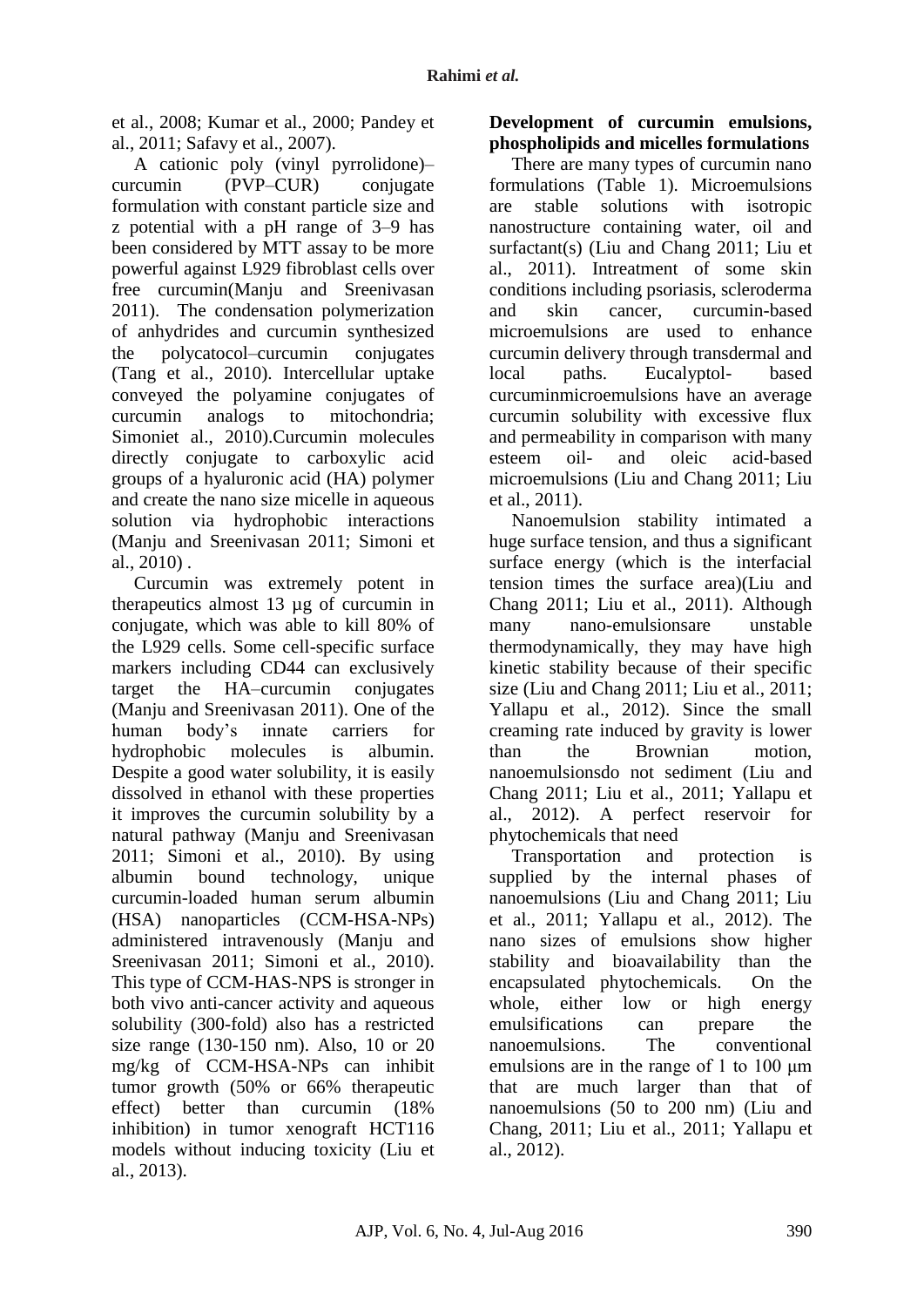et al., 2008; Kumar et al., 2000; Pandey et al., 2011; Safavy et al., 2007).

A cationic poly (vinyl pyrrolidone)–curcumin (PVP–CUR) conjugate formulation with constant particle size and z potential with a pH range of 3–9 has been considered by MTT assay to be more powerful against L929 fibroblast cells over free curcumin(Manju and Sreenivasan 2011). The condensation polymerization of anhydrides and curcumin synthesized the polycatocol–curcumin conjugates (Tang et al., 2010). Intercellular uptake conveyed the polyamine conjugates of curcumin analogs to mitochondria; Simoniet al., 2010).Curcumin molecules directly conjugate to carboxylic acid groups of a hyaluronic acid (HA) polymer and create the nano size micelle in aqueous solution via hydrophobic interactions (Manju and Sreenivasan 2011; Simoni et al., 2010) .

Curcumin was extremely potent in therapeutics almost 13 µg of curcumin in conjugate, which was able to kill 80% of the L929 cells. Some cell-specific surface markers including CD44 can exclusively target the HA–curcumin conjugates (Manju and Sreenivasan 2011). One of the human body's innate carriers for hydrophobic molecules is albumin. Despite a good water solubility, it is easily dissolved in ethanol with these properties it improves the curcumin solubility by a natural pathway (Manju and Sreenivasan 2011; Simoni et al., 2010). By using albumin bound technology, unique curcumin-loaded human serum albumin (HSA) nanoparticles (CCM-HSA-NPs) administered intravenously (Manju and Sreenivasan 2011; Simoni et al., 2010). This type of CCM-HAS-NPS is stronger in both vivo anti-cancer activity and aqueous solubility (300-fold) also has a restricted size range (130-150 nm). Also, 10 or 20 mg/kg of CCM-HSA-NPs can inhibit tumor growth (50% or 66% therapeutic effect) better than curcumin (18% inhibition) in tumor xenograft HCT116 models without inducing toxicity (Liu et al., 2013).

**Development of curcumin emulsions, phospholipids and micelles formulations**

There are many types of curcumin nano formulations (Table 1). Microemulsions are stable solutions with isotropic nanostructure containing water, oil and surfactant(s) (Liu and Chang 2011; Liu et al., 2011). Intreatment of some skin conditions including psoriasis, scleroderma and skin cancer, curcumin-based microemulsions are used to enhance curcumin delivery through transdermal and local paths. Eucalyptol- based curcuminmicroemulsions have an average curcumin solubility with excessive flux and permeability in comparison with many esteem oil- and oleic acid-based microemulsions (Liu and Chang 2011; Liu et al., 2011).

Nanoemulsion stability intimated a huge surface tension, and thus a significant surface energy (which is the interfacial tension times the surface area)(Liu and Chang 2011; Liu et al., 2011). Although many nano-emulsionsare unstable thermodynamically, they may have high kinetic stability because of their specific size (Liu and Chang 2011; Liu et al., 2011; Yallapu et al., 2012). Since the small creaming rate induced by gravity is lower than the Brownian motion, nanoemulsionsdo not sediment (Liu and Chang 2011; Liu et al., 2011; Yallapu et al., 2012). A perfect reservoir for phytochemicals that need

Transportation and protection is supplied by the internal phases of nanoemulsions (Liu and Chang 2011; Liu et al., 2011; Yallapu et al., 2012). The nano sizes of emulsions show higher stability and bioavailability than the encapsulated phytochemicals. On the whole, either low or high energy emulsifications can prepare the nanoemulsions. The conventional emulsions are in the range of 1 to 100 μm that are much larger than that of nanoemulsions (50 to 200 nm) (Liu and Chang, 2011; Liu et al., 2011; Yallapu et al., 2012).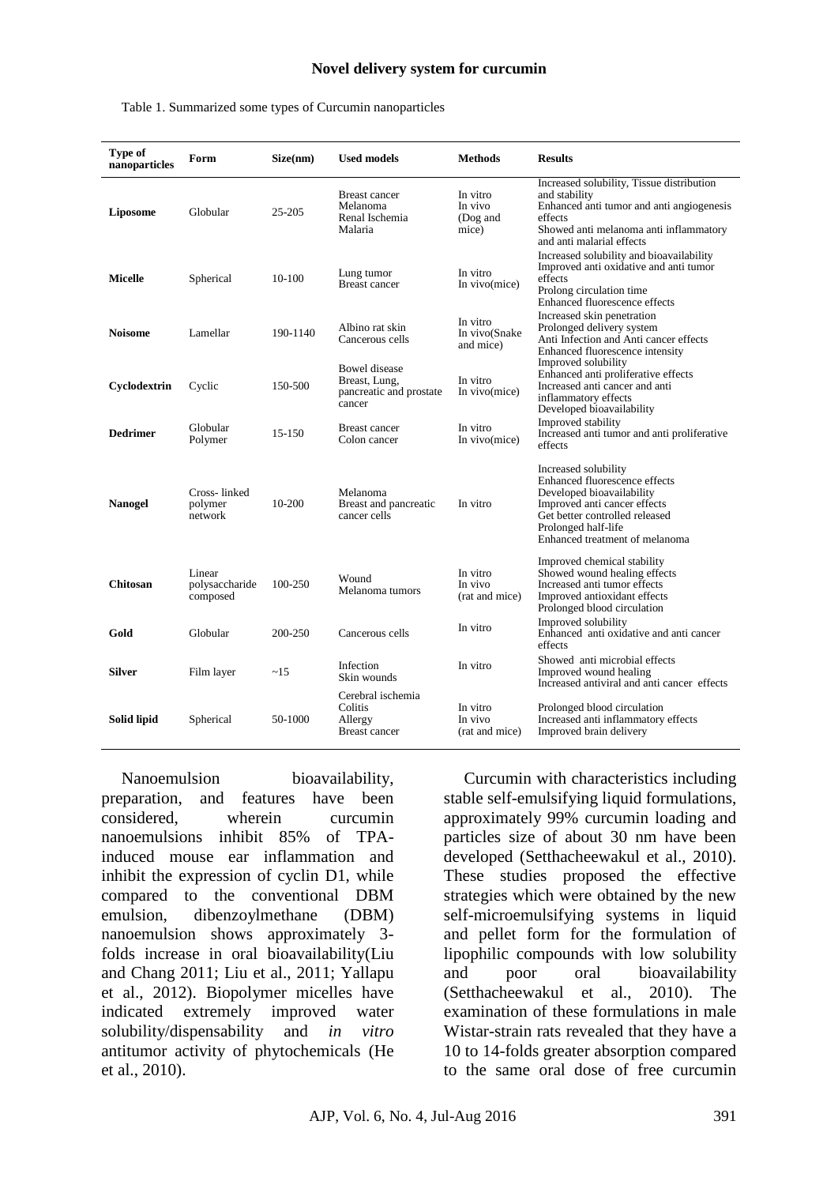Table 1. Summarized some types of Curcumin nanoparticles

| Type of nanoparticles | Form | Size(nm) | Used models | Methods | Results |
|---|---|---|---|---|---|
| **Liposome** | Globular | 25-205 | Breast cancer<br>Melanoma<br>Renal Ischemia<br>Malaria | In vitro<br>In vivo<br>(Dog and mice) | Increased solubility, Tissue distribution and stability<br>Enhanced anti tumor and anti angiogenesis effects<br>Showed anti melanoma anti inflammatory and anti malarial effects |
| **Micelle** | Spherical | 10-100 | Lung tumor<br>Breast cancer | In vitro<br>In vivo(mice) | Increased solubility and bioavailability<br>Improved anti oxidative and anti tumor effects<br>Prolong circulation time<br>Enhanced fluorescence effects |
| **Noisome** | Lamellar | 190-1140 | Albino rat skin<br>Cancerous cells | In vitro<br>In vivo(Snake and mice) | Increased skin penetration<br>Prolonged delivery system<br>Anti Infection and Anti cancer effects<br>Enhanced fluorescence intensity |
| **Cyclodextrin** | Cyclic | 150-500 | Bowel disease<br>Breast, Lung, pancreatic and prostate cancer | In vitro<br>In vivo(mice) | Improved solubility<br>Enhanced anti proliferative effects<br>Increased anti cancer and anti inflammatory effects<br>Developed bioavailability |
| **Dedrimer** | Globular Polymer | 15-150 | Breast cancer<br>Colon cancer | In vitro<br>In vivo(mice) | Improved stability<br>Increased anti tumor and anti proliferative effects |
| **Nanogel** | Cross- linked polymer network | 10-200 | Melanoma<br>Breast and pancreatic cancer cells | In vitro | Increased solubility<br>Enhanced fluorescence effects<br>Developed bioavailability<br>Improved anti cancer effects<br>Get better controlled released<br>Prolonged half-life<br>Enhanced treatment of melanoma |
| **Chitosan** | Linear polysaccharide composed | 100-250 | Wound<br>Melanoma tumors | In vitro<br>In vivo<br>(rat and mice) | Improved chemical stability<br>Showed wound healing effects<br>Increased anti tumor effects<br>Improved antioxidant effects<br>Prolonged blood circulation |
| **Gold** | Globular | 200-250 | Cancerous cells | In vitro | Improved solubility<br>Enhanced anti oxidative and anti cancer effects |
| **Silver** | Film layer | ~15 | Infection<br>Skin wounds | In vitro | Showed anti microbial effects<br>Improved wound healing<br>Increased antiviral and anti cancer effects |
| **Solid lipid** | Spherical | 50-1000 | Cerebral ischemia<br>Colitis<br>Allergy<br>Breast cancer | In vitro<br>In vivo<br>(rat and mice) | Prolonged blood circulation<br>Increased anti inflammatory effects<br>Improved brain delivery |

Nanoemulsion bioavailability, preparation, and features have been considered, wherein curcumin nanoemulsions inhibit 85% of TPA-induced mouse ear inflammation and inhibit the expression of cyclin D1, while compared to the conventional DBM emulsion, dibenzoylmethane (DBM) nanoemulsion shows approximately 3-folds increase in oral bioavailability(Liu and Chang 2011; Liu et al., 2011; Yallapu et al., 2012). Biopolymer micelles have indicated extremely improved water solubility/dispensability and *in vitro* antitumor activity of phytochemicals (He et al., 2010).

Curcumin with characteristics including stable self-emulsifying liquid formulations, approximately 99% curcumin loading and particles size of about 30 nm have been developed (Setthacheewakul et al., 2010). These studies proposed the effective strategies which were obtained by the new self-microemulsifying systems in liquid and pellet form for the formulation of lipophilic compounds with low solubility and poor oral bioavailability (Setthacheewakul et al., 2010). The examination of these formulations in male Wistar-strain rats revealed that they have a 10 to 14-folds greater absorption compared to the same oral dose of free curcumin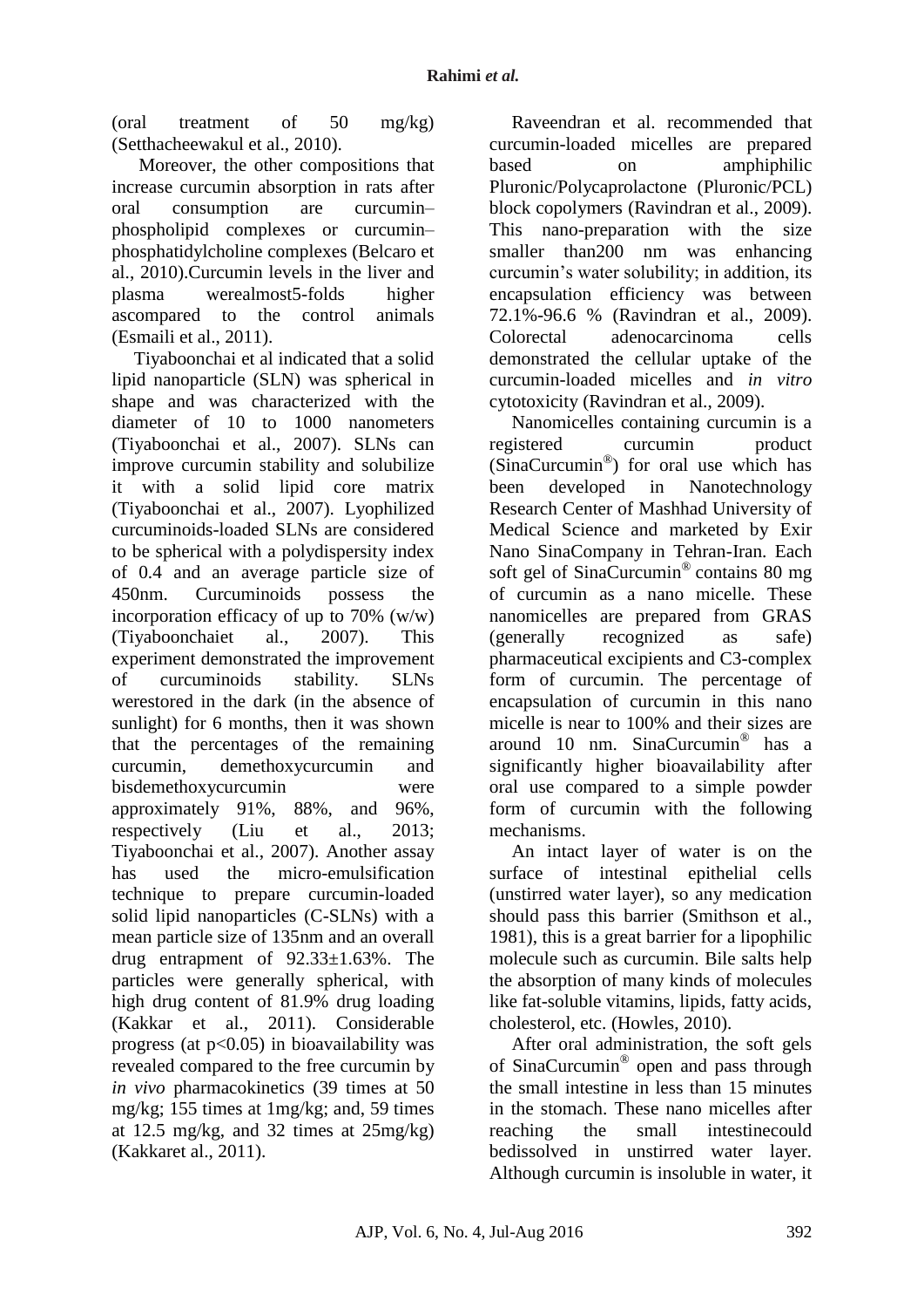(oral treatment of 50 mg/kg) (Setthacheewakul et al., 2010).

Moreover, the other compositions that increase curcumin absorption in rats after oral consumption are curcumin–phospholipid complexes or curcumin–phosphatidylcholine complexes (Belcaro et al., 2010).Curcumin levels in the liver and plasma werealmost5-folds higher ascompared to the control animals (Esmaili et al., 2011).

Tiyaboonchai et al indicated that a solid lipid nanoparticle (SLN) was spherical in shape and was characterized with the diameter of 10 to 1000 nanometers (Tiyaboonchai et al., 2007). SLNs can improve curcumin stability and solubilize it with a solid lipid core matrix (Tiyaboonchai et al., 2007). Lyophilized curcuminoids-loaded SLNs are considered to be spherical with a polydispersity index of 0.4 and an average particle size of 450nm. Curcuminoids possess the incorporation efficacy of up to 70% (w/w) (Tiyaboonchaiet al., 2007). This experiment demonstrated the improvement of curcuminoids stability. SLNs werestored in the dark (in the absence of sunlight) for 6 months, then it was shown that the percentages of the remaining curcumin, demethoxycurcumin and bisdemethoxycurcumin were approximately 91%, 88%, and 96%, respectively (Liu et al., 2013; Tiyaboonchai et al., 2007). Another assay has used the micro-emulsification technique to prepare curcumin-loaded solid lipid nanoparticles (C-SLNs) with a mean particle size of 135nm and an overall drug entrapment of 92.33±1.63%. The particles were generally spherical, with high drug content of 81.9% drug loading (Kakkar et al., 2011). Considerable progress (at $p<0.05$) in bioavailability was revealed compared to the free curcumin by *in vivo* pharmacokinetics (39 times at 50 mg/kg; 155 times at 1mg/kg; and, 59 times at 12.5 mg/kg, and 32 times at 25mg/kg) (Kakkaret al., 2011).

Raveendran et al. recommended that curcumin-loaded micelles are prepared based on amphiphilic Pluronic/Polycaprolactone (Pluronic/PCL) block copolymers (Ravindran et al., 2009). This nano-preparation with the size smaller than200 nm was enhancing curcumin's water solubility; in addition, its encapsulation efficiency was between 72.1%-96.6 % (Ravindran et al., 2009). Colorectal adenocarcinoma cells demonstrated the cellular uptake of the curcumin-loaded micelles and *in vitro* cytotoxicity (Ravindran et al., 2009).

Nanomicelles containing curcumin is a registered curcumin product (SinaCurcumin®) for oral use which has been developed in Nanotechnology Research Center of Mashhad University of Medical Science and marketed by Exir Nano SinaCompany in Tehran-Iran. Each soft gel of SinaCurcumin® contains 80 mg of curcumin as a nano micelle. These nanomicelles are prepared from GRAS (generally recognized as safe) pharmaceutical excipients and C3-complex form of curcumin. The percentage of encapsulation of curcumin in this nano micelle is near to 100% and their sizes are around 10 nm. SinaCurcumin® has a significantly higher bioavailability after oral use compared to a simple powder form of curcumin with the following mechanisms.

An intact layer of water is on the surface of intestinal epithelial cells (unstirred water layer), so any medication should pass this barrier (Smithson et al., 1981), this is a great barrier for a lipophilic molecule such as curcumin. Bile salts help the absorption of many kinds of molecules like fat-soluble vitamins, lipids, fatty acids, cholesterol, etc. (Howles, 2010).

After oral administration, the soft gels of SinaCurcumin® open and pass through the small intestine in less than 15 minutes in the stomach. These nano micelles after reaching the small intestinecould bedissolved in unstirred water layer. Although curcumin is insoluble in water, it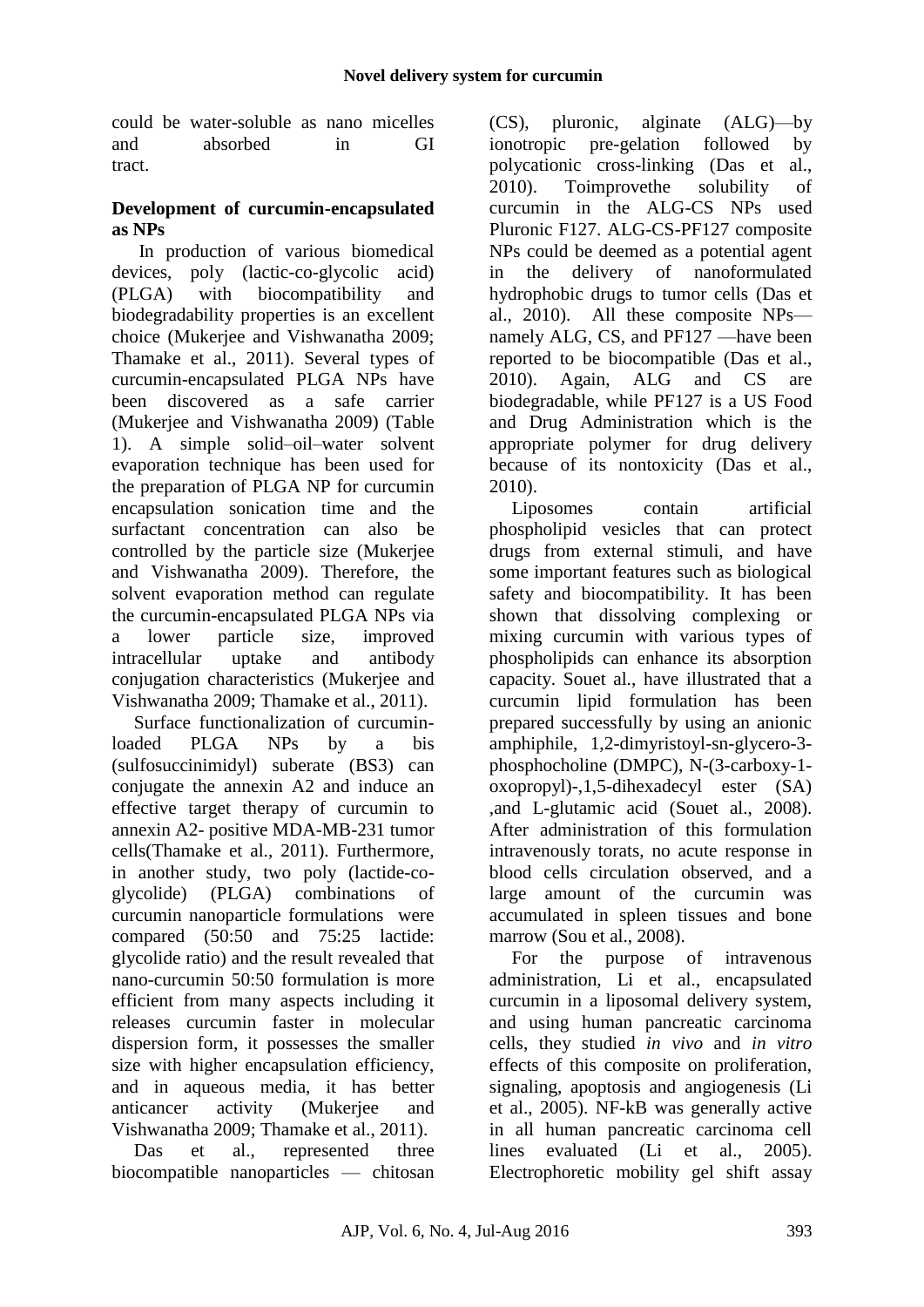could be water-soluble as nano micelles and absorbed in GI tract.

**Development of curcumin-encapsulated as NPs**

In production of various biomedical devices, poly (lactic-co-glycolic acid) (PLGA) with biocompatibility and biodegradability properties is an excellent choice (Mukerjee and Vishwanatha 2009; Thamake et al., 2011). Several types of curcumin-encapsulated PLGA NPs have been discovered as a safe carrier (Mukerjee and Vishwanatha 2009) (Table 1). A simple solid–oil–water solvent evaporation technique has been used for the preparation of PLGA NP for curcumin encapsulation sonication time and the surfactant concentration can also be controlled by the particle size (Mukerjee and Vishwanatha 2009). Therefore, the solvent evaporation method can regulate the curcumin-encapsulated PLGA NPs via a lower particle size, improved intracellular uptake and antibody conjugation characteristics (Mukerjee and Vishwanatha 2009; Thamake et al., 2011).

Surface functionalization of curcumin-loaded PLGA NPs by a bis (sulfosuccinimidyl) suberate (BS3) can conjugate the annexin A2 and induce an effective target therapy of curcumin to annexin A2- positive MDA-MB-231 tumor cells(Thamake et al., 2011). Furthermore, in another study, two poly (lactide-co-glycolide) (PLGA) combinations of curcumin nanoparticle formulations were compared (50:50 and 75:25 lactide: glycolide ratio) and the result revealed that nano-curcumin 50:50 formulation is more efficient from many aspects including it releases curcumin faster in molecular dispersion form, it possesses the smaller size with higher encapsulation efficiency, and in aqueous media, it has better anticancer activity (Mukerjee and Vishwanatha 2009; Thamake et al., 2011).

Das et al., represented three biocompatible nanoparticles — chitosan (CS), pluronic, alginate (ALG)—by ionotropic pre-gelation followed by polycationic cross-linking (Das et al., 2010). Toimprovethe solubility of curcumin in the ALG-CS NPs used Pluronic F127. ALG-CS-PF127 composite NPs could be deemed as a potential agent in the delivery of nanoformulated hydrophobic drugs to tumor cells (Das et al., 2010). All these composite NPs—namely ALG, CS, and PF127 —have been reported to be biocompatible (Das et al., 2010). Again, ALG and CS are biodegradable, while PF127 is a US Food and Drug Administration which is the appropriate polymer for drug delivery because of its nontoxicity (Das et al., 2010).

Liposomes contain artificial phospholipid vesicles that can protect drugs from external stimuli, and have some important features such as biological safety and biocompatibility. It has been shown that dissolving complexing or mixing curcumin with various types of phospholipids can enhance its absorption capacity. Souet al., have illustrated that a curcumin lipid formulation has been prepared successfully by using an anionic amphiphile, 1,2-dimyristoyl-sn-glycero-3-phosphocholine (DMPC), N-(3-carboxy-1-oxopropyl)-,1,5-dihexadecyl ester (SA) ,and L-glutamic acid (Souet al., 2008). After administration of this formulation intravenously torats, no acute response in blood cells circulation observed, and a large amount of the curcumin was accumulated in spleen tissues and bone marrow (Sou et al., 2008).

For the purpose of intravenous administration, Li et al., encapsulated curcumin in a liposomal delivery system, and using human pancreatic carcinoma cells, they studied *in vivo* and *in vitro* effects of this composite on proliferation, signaling, apoptosis and angiogenesis (Li et al., 2005). NF-kB was generally active in all human pancreatic carcinoma cell lines evaluated (Li et al., 2005). Electrophoretic mobility gel shift assay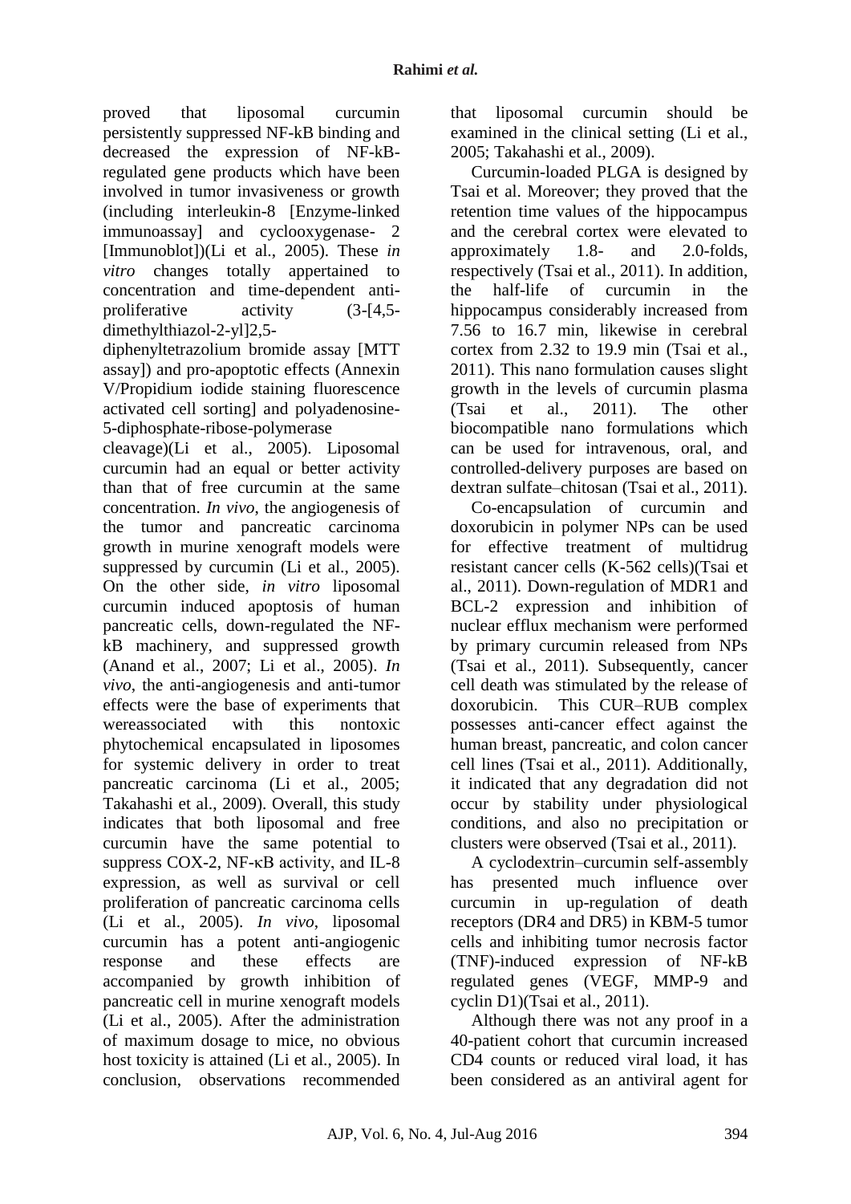proved that liposomal curcumin persistently suppressed NF-kB binding and decreased the expression of NF-kB-regulated gene products which have been involved in tumor invasiveness or growth (including interleukin-8 [Enzyme-linked immunoassay] and cyclooxygenase- 2 [Immunoblot])(Li et al., 2005). These *in vitro* changes totally appertained to concentration and time-dependent anti-proliferative activity (3-[4,5-dimethylthiazol-2-yl]2,5-diphenyltetrazolium bromide assay [MTT assay]) and pro-apoptotic effects (Annexin V/Propidium iodide staining fluorescence activated cell sorting] and polyadenosine-5-diphosphate-ribose-polymerase cleavage)(Li et al., 2005). Liposomal curcumin had an equal or better activity than that of free curcumin at the same concentration. *In vivo*, the angiogenesis of the tumor and pancreatic carcinoma growth in murine xenograft models were suppressed by curcumin (Li et al., 2005). On the other side, *in vitro* liposomal curcumin induced apoptosis of human pancreatic cells, down-regulated the NF-kB machinery, and suppressed growth (Anand et al., 2007; Li et al., 2005). *In vivo*, the anti-angiogenesis and anti-tumor effects were the base of experiments that wereassociated with this nontoxic phytochemical encapsulated in liposomes for systemic delivery in order to treat pancreatic carcinoma (Li et al., 2005; Takahashi et al., 2009). Overall, this study indicates that both liposomal and free curcumin have the same potential to suppress COX-2, NF-κB activity, and IL-8 expression, as well as survival or cell proliferation of pancreatic carcinoma cells (Li et al., 2005). *In vivo*, liposomal curcumin has a potent anti-angiogenic response and these effects are accompanied by growth inhibition of pancreatic cell in murine xenograft models (Li et al., 2005). After the administration of maximum dosage to mice, no obvious host toxicity is attained (Li et al., 2005). In conclusion, observations recommended that liposomal curcumin should be examined in the clinical setting (Li et al., 2005; Takahashi et al., 2009).

Curcumin-loaded PLGA is designed by Tsai et al. Moreover; they proved that the retention time values of the hippocampus and the cerebral cortex were elevated to approximately 1.8- and 2.0-folds, respectively (Tsai et al., 2011). In addition, the half-life of curcumin in the hippocampus considerably increased from 7.56 to 16.7 min, likewise in cerebral cortex from 2.32 to 19.9 min (Tsai et al., 2011). This nano formulation causes slight growth in the levels of curcumin plasma (Tsai et al., 2011). The other biocompatible nano formulations which can be used for intravenous, oral, and controlled-delivery purposes are based on dextran sulfate–chitosan (Tsai et al., 2011).

Co-encapsulation of curcumin and doxorubicin in polymer NPs can be used for effective treatment of multidrug resistant cancer cells (K-562 cells)(Tsai et al., 2011). Down-regulation of MDR1 and BCL-2 expression and inhibition of nuclear efflux mechanism were performed by primary curcumin released from NPs (Tsai et al., 2011). Subsequently, cancer cell death was stimulated by the release of doxorubicin. This CUR–RUB complex possesses anti-cancer effect against the human breast, pancreatic, and colon cancer cell lines (Tsai et al., 2011). Additionally, it indicated that any degradation did not occur by stability under physiological conditions, and also no precipitation or clusters were observed (Tsai et al., 2011).

A cyclodextrin–curcumin self-assembly has presented much influence over curcumin in up-regulation of death receptors (DR4 and DR5) in KBM-5 tumor cells and inhibiting tumor necrosis factor (TNF)-induced expression of NF-kB regulated genes (VEGF, MMP-9 and cyclin D1)(Tsai et al., 2011).

Although there was not any proof in a 40-patient cohort that curcumin increased CD4 counts or reduced viral load, it has been considered as an antiviral agent for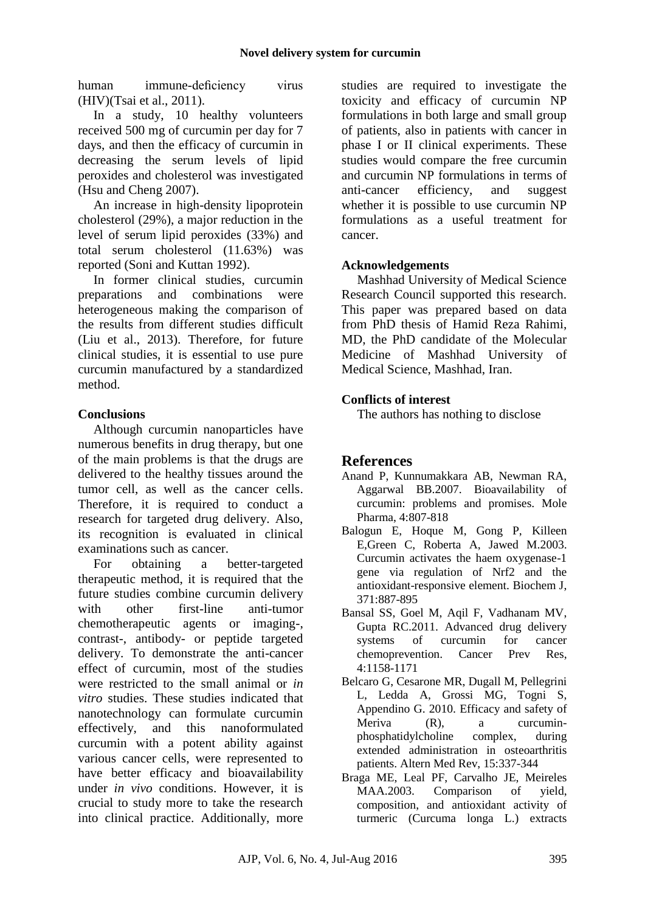human immune-deficiency virus (HIV)(Tsai et al., 2011).

In a study, 10 healthy volunteers received 500 mg of curcumin per day for 7 days, and then the efficacy of curcumin in decreasing the serum levels of lipid peroxides and cholesterol was investigated (Hsu and Cheng 2007).

An increase in high-density lipoprotein cholesterol (29%), a major reduction in the level of serum lipid peroxides (33%) and total serum cholesterol (11.63%) was reported (Soni and Kuttan 1992).

In former clinical studies, curcumin preparations and combinations were heterogeneous making the comparison of the results from different studies difficult (Liu et al., 2013). Therefore, for future clinical studies, it is essential to use pure curcumin manufactured by a standardized method.

## Conclusions

Although curcumin nanoparticles have numerous benefits in drug therapy, but one of the main problems is that the drugs are delivered to the healthy tissues around the tumor cell, as well as the cancer cells. Therefore, it is required to conduct a research for targeted drug delivery. Also, its recognition is evaluated in clinical examinations such as cancer.

For obtaining a better-targeted therapeutic method, it is required that the future studies combine curcumin delivery with other first-line anti-tumor chemotherapeutic agents or imaging-, contrast-, antibody- or peptide targeted delivery. To demonstrate the anti-cancer effect of curcumin, most of the studies were restricted to the small animal or *in vitro* studies. These studies indicated that nanotechnology can formulate curcumin effectively, and this nanoformulated curcumin with a potent ability against various cancer cells, were represented to have better efficacy and bioavailability under *in vivo* conditions. However, it is crucial to study more to take the research into clinical practice. Additionally, more studies are required to investigate the toxicity and efficacy of curcumin NP formulations in both large and small group of patients, also in patients with cancer in phase I or II clinical experiments. These studies would compare the free curcumin and curcumin NP formulations in terms of anti-cancer efficiency, and suggest whether it is possible to use curcumin NP formulations as a useful treatment for cancer.

## Acknowledgements

Mashhad University of Medical Science Research Council supported this research. This paper was prepared based on data from PhD thesis of Hamid Reza Rahimi, MD, the PhD candidate of the Molecular Medicine of Mashhad University of Medical Science, Mashhad, Iran.

## Conflicts of interest

The authors has nothing to disclose

# References

Anand P, Kunnumakkara AB, Newman RA, Aggarwal BB.2007. Bioavailability of curcumin: problems and promises. Mole Pharma, 4:807-818

Balogun E, Hoque M, Gong P, Killeen E,Green C, Roberta A, Jawed M.2003. Curcumin activates the haem oxygenase-1 gene via regulation of Nrf2 and the antioxidant-responsive element. Biochem J, 371:887-895

Bansal SS, Goel M, Aqil F, Vadhanam MV, Gupta RC.2011. Advanced drug delivery systems of curcumin for cancer chemoprevention. Cancer Prev Res, 4:1158-1171

Belcaro G, Cesarone MR, Dugall M, Pellegrini L, Ledda A, Grossi MG, Togni S, Appendino G. 2010. Efficacy and safety of Meriva (R), a curcumin-phosphatidylcholine complex, during extended administration in osteoarthritis patients. Altern Med Rev, 15:337-344

Braga ME, Leal PF, Carvalho JE, Meireles MAA.2003. Comparison of yield, composition, and antioxidant activity of turmeric (Curcuma longa L.) extracts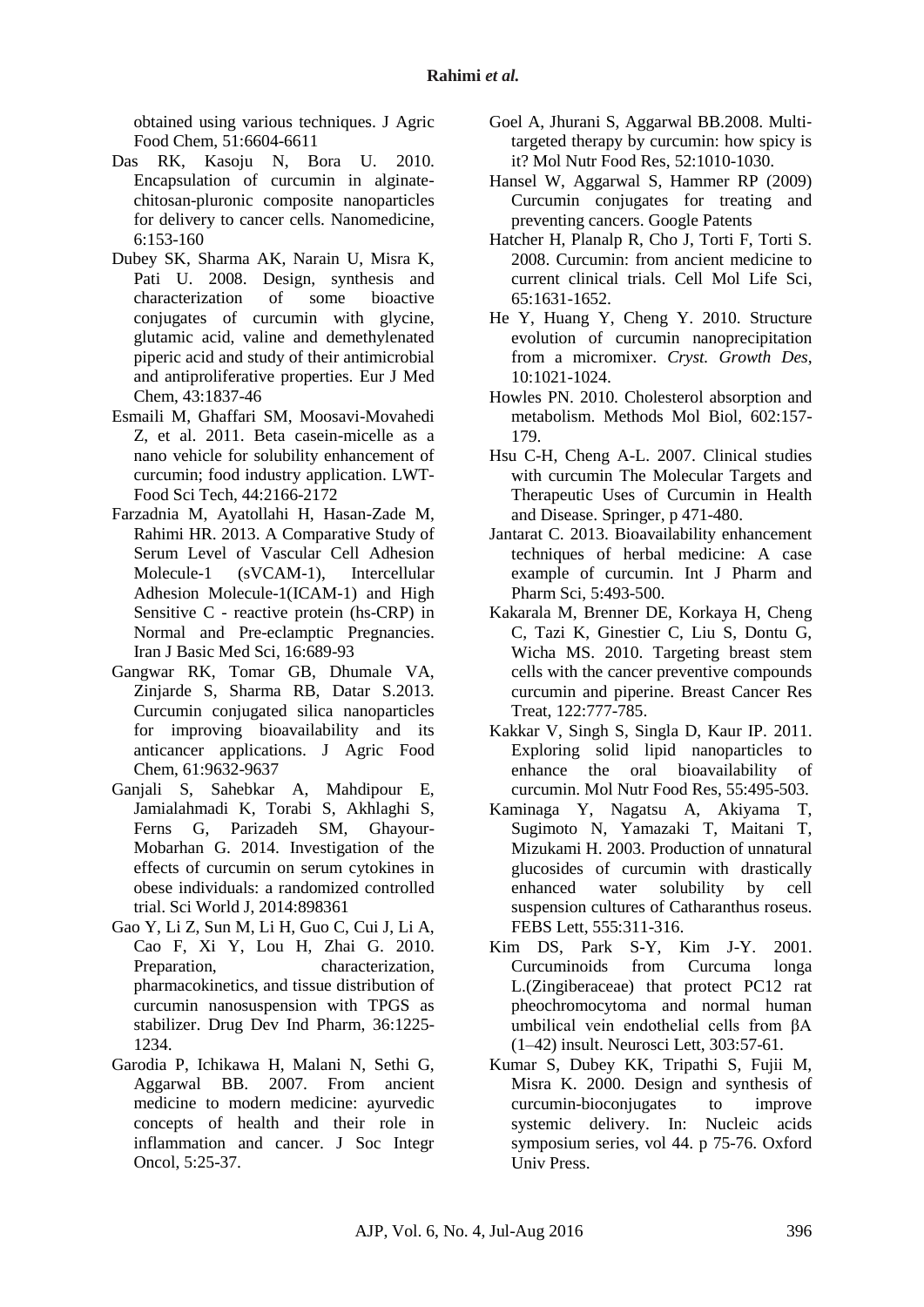obtained using various techniques. J Agric Food Chem, 51:6604-6611

Das RK, Kasoju N, Bora U. 2010. Encapsulation of curcumin in alginate-chitosan-pluronic composite nanoparticles for delivery to cancer cells. Nanomedicine, 6:153-160

Dubey SK, Sharma AK, Narain U, Misra K, Pati U. 2008. Design, synthesis and characterization of some bioactive conjugates of curcumin with glycine, glutamic acid, valine and demethylenated piperic acid and study of their antimicrobial and antiproliferative properties. Eur J Med Chem, 43:1837-46

Esmaili M, Ghaffari SM, Moosavi-Movahedi Z, et al. 2011. Beta casein-micelle as a nano vehicle for solubility enhancement of curcumin; food industry application. LWT-Food Sci Tech, 44:2166-2172

Farzadnia M, Ayatollahi H, Hasan-Zade M, Rahimi HR. 2013. A Comparative Study of Serum Level of Vascular Cell Adhesion Molecule-1 (sVCAM-1), Intercellular Adhesion Molecule-1(ICAM-1) and High Sensitive C - reactive protein (hs-CRP) in Normal and Pre-eclamptic Pregnancies. Iran J Basic Med Sci, 16:689-93

Gangwar RK, Tomar GB, Dhumale VA, Zinjarde S, Sharma RB, Datar S.2013. Curcumin conjugated silica nanoparticles for improving bioavailability and its anticancer applications. J Agric Food Chem, 61:9632-9637

Ganjali S, Sahebkar A, Mahdipour E, Jamialahmadi K, Torabi S, Akhlaghi S, Ferns G, Parizadeh SM, Ghayour-Mobarhan G. 2014. Investigation of the effects of curcumin on serum cytokines in obese individuals: a randomized controlled trial. Sci World J, 2014:898361

Gao Y, Li Z, Sun M, Li H, Guo C, Cui J, Li A, Cao F, Xi Y, Lou H, Zhai G. 2010. Preparation, characterization, pharmacokinetics, and tissue distribution of curcumin nanosuspension with TPGS as stabilizer. Drug Dev Ind Pharm, 36:1225-1234.

Garodia P, Ichikawa H, Malani N, Sethi G, Aggarwal BB. 2007. From ancient medicine to modern medicine: ayurvedic concepts of health and their role in inflammation and cancer. J Soc Integr Oncol, 5:25-37.

Goel A, Jhurani S, Aggarwal BB.2008. Multi-targeted therapy by curcumin: how spicy is it? Mol Nutr Food Res, 52:1010-1030.

Hansel W, Aggarwal S, Hammer RP (2009) Curcumin conjugates for treating and preventing cancers. Google Patents

Hatcher H, Planalp R, Cho J, Torti F, Torti S. 2008. Curcumin: from ancient medicine to current clinical trials. Cell Mol Life Sci, 65:1631-1652.

He Y, Huang Y, Cheng Y. 2010. Structure evolution of curcumin nanoprecipitation from a micromixer. *Cryst. Growth Des*, 10:1021-1024.

Howles PN. 2010. Cholesterol absorption and metabolism. Methods Mol Biol, 602:157-179.

Hsu C-H, Cheng A-L. 2007. Clinical studies with curcumin The Molecular Targets and Therapeutic Uses of Curcumin in Health and Disease. Springer, p 471-480.

Jantarat C. 2013. Bioavailability enhancement techniques of herbal medicine: A case example of curcumin. Int J Pharm and Pharm Sci, 5:493-500.

Kakarala M, Brenner DE, Korkaya H, Cheng C, Tazi K, Ginestier C, Liu S, Dontu G, Wicha MS. 2010. Targeting breast stem cells with the cancer preventive compounds curcumin and piperine. Breast Cancer Res Treat, 122:777-785.

Kakkar V, Singh S, Singla D, Kaur IP. 2011. Exploring solid lipid nanoparticles to enhance the oral bioavailability of curcumin. Mol Nutr Food Res, 55:495-503.

Kaminaga Y, Nagatsu A, Akiyama T, Sugimoto N, Yamazaki T, Maitani T, Mizukami H. 2003. Production of unnatural glucosides of curcumin with drastically enhanced water solubility by cell suspension cultures of Catharanthus roseus. FEBS Lett, 555:311-316.

Kim DS, Park S-Y, Kim J-Y. 2001. Curcuminoids from Curcuma longa L.(Zingiberaceae) that protect PC12 rat pheochromocytoma and normal human umbilical vein endothelial cells from βA (1–42) insult. Neurosci Lett, 303:57-61.

Kumar S, Dubey KK, Tripathi S, Fujii M, Misra K. 2000. Design and synthesis of curcumin-bioconjugates to improve systemic delivery. In: Nucleic acids symposium series, vol 44. p 75-76. Oxford Univ Press.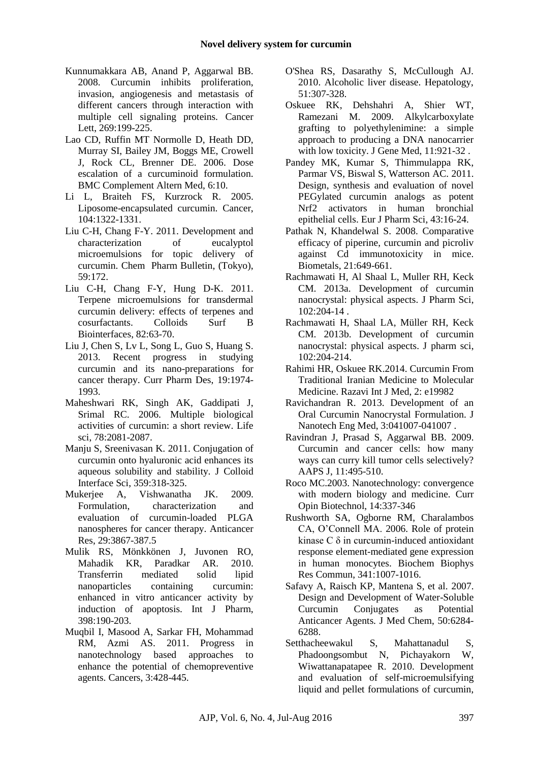Kunnumakkara AB, Anand P, Aggarwal BB. 2008. Curcumin inhibits proliferation, invasion, angiogenesis and metastasis of different cancers through interaction with multiple cell signaling proteins. Cancer Lett, 269:199-225.

Lao CD, Ruffin MT Normolle D, Heath DD, Murray SI, Bailey JM, Boggs ME, Crowell J, Rock CL, Brenner DE. 2006. Dose escalation of a curcuminoid formulation. BMC Complement Altern Med, 6:10.

Li L, Braiteh FS, Kurzrock R. 2005. Liposome-encapsulated curcumin. Cancer, 104:1322-1331.

Liu C-H, Chang F-Y. 2011. Development and characterization of eucalyptol microemulsions for topic delivery of curcumin. Chem Pharm Bulletin, (Tokyo), 59:172.

Liu C-H, Chang F-Y, Hung D-K. 2011. Terpene microemulsions for transdermal curcumin delivery: effects of terpenes and cosurfactants. Colloids Surf B Biointerfaces, 82:63-70.

Liu J, Chen S, Lv L, Song L, Guo S, Huang S. 2013. Recent progress in studying curcumin and its nano-preparations for cancer therapy. Curr Pharm Des, 19:1974-1993.

Maheshwari RK, Singh AK, Gaddipati J, Srimal RC. 2006. Multiple biological activities of curcumin: a short review. Life sci, 78:2081-2087.

Manju S, Sreenivasan K. 2011. Conjugation of curcumin onto hyaluronic acid enhances its aqueous solubility and stability. J Colloid Interface Sci, 359:318-325.

Mukerjee A, Vishwanatha JK. 2009. Formulation, characterization and evaluation of curcumin-loaded PLGA nanospheres for cancer therapy. Anticancer Res, 29:3867-387.5

Mulik RS, Mönkkönen J, Juvonen RO, Mahadik KR, Paradkar AR. 2010. Transferrin mediated solid lipid nanoparticles containing curcumin: enhanced in vitro anticancer activity by induction of apoptosis. Int J Pharm, 398:190-203.

Muqbil I, Masood A, Sarkar FH, Mohammad RM, Azmi AS. 2011. Progress in nanotechnology based approaches to enhance the potential of chemopreventive agents. Cancers, 3:428-445.

O'Shea RS, Dasarathy S, McCullough AJ. 2010. Alcoholic liver disease. Hepatology, 51:307-328.

Oskuee RK, Dehshahri A, Shier WT, Ramezani M. 2009. Alkylcarboxylate grafting to polyethylenimine: a simple approach to producing a DNA nanocarrier with low toxicity. J Gene Med, 11:921-32 .

Pandey MK, Kumar S, Thimmulappa RK, Parmar VS, Biswal S, Watterson AC. 2011. Design, synthesis and evaluation of novel PEGylated curcumin analogs as potent Nrf2 activators in human bronchial epithelial cells. Eur J Pharm Sci, 43:16-24.

Pathak N, Khandelwal S. 2008. Comparative efficacy of piperine, curcumin and picroliv against Cd immunotoxicity in mice. Biometals, 21:649-661.

Rachmawati H, Al Shaal L, Muller RH, Keck CM. 2013a. Development of curcumin nanocrystal: physical aspects. J Pharm Sci, 102:204-14 .

Rachmawati H, Shaal LA, Müller RH, Keck CM. 2013b. Development of curcumin nanocrystal: physical aspects. J pharm sci, 102:204-214.

Rahimi HR, Oskuee RK.2014. Curcumin From Traditional Iranian Medicine to Molecular Medicine. Razavi Int J Med, 2: e19982

Ravichandran R. 2013. Development of an Oral Curcumin Nanocrystal Formulation. J Nanotech Eng Med, 3:041007-041007 .

Ravindran J, Prasad S, Aggarwal BB. 2009. Curcumin and cancer cells: how many ways can curry kill tumor cells selectively? AAPS J, 11:495-510.

Roco MC.2003. Nanotechnology: convergence with modern biology and medicine. Curr Opin Biotechnol, 14:337-346

Rushworth SA, Ogborne RM, Charalambos CA, O'Connell MA. 2006. Role of protein kinase C δ in curcumin-induced antioxidant response element-mediated gene expression in human monocytes. Biochem Biophys Res Commun, 341:1007-1016.

Safavy A, Raisch KP, Mantena S, et al. 2007. Design and Development of Water-Soluble Curcumin Conjugates as Potential Anticancer Agents. J Med Chem, 50:6284-6288.

Setthacheewakul S, Mahattanadul S, Phadoongsombut N, Pichayakorn W, Wiwattanapatapee R. 2010. Development and evaluation of self-microemulsifying liquid and pellet formulations of curcumin,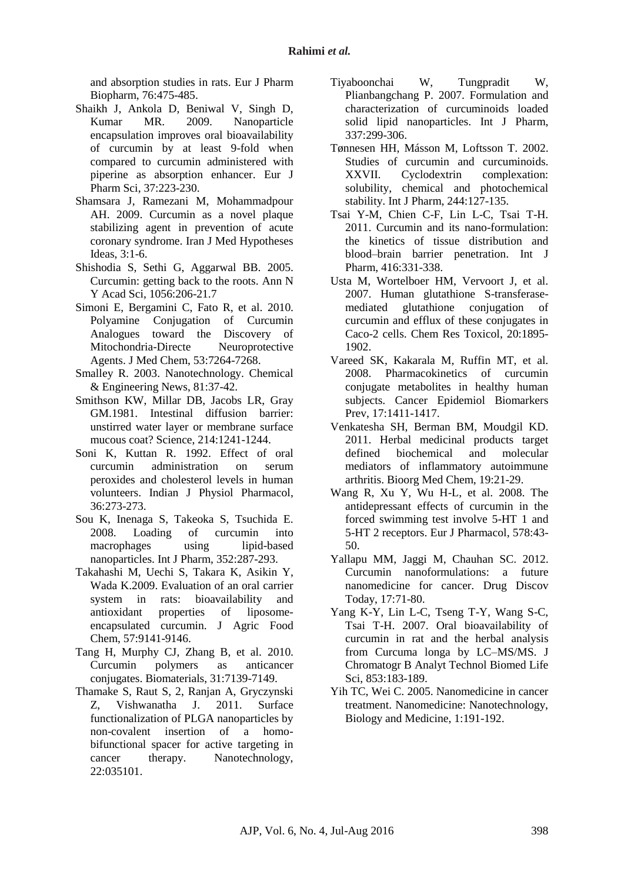and absorption studies in rats. Eur J Pharm Biopharm, 76:475-485.

Shaikh J, Ankola D, Beniwal V, Singh D, Kumar MR. 2009. Nanoparticle encapsulation improves oral bioavailability of curcumin by at least 9-fold when compared to curcumin administered with piperine as absorption enhancer. Eur J Pharm Sci, 37:223-230.

Shamsara J, Ramezani M, Mohammadpour AH. 2009. Curcumin as a novel plaque stabilizing agent in prevention of acute coronary syndrome. Iran J Med Hypotheses Ideas, 3:1-6.

Shishodia S, Sethi G, Aggarwal BB. 2005. Curcumin: getting back to the roots. Ann N Y Acad Sci, 1056:206-21.7

Simoni E, Bergamini C, Fato R, et al. 2010. Polyamine Conjugation of Curcumin Analogues toward the Discovery of Mitochondria-Directe Neuroprotective Agents. J Med Chem, 53:7264-7268.

Smalley R. 2003. Nanotechnology. Chemical & Engineering News, 81:37-42.

Smithson KW, Millar DB, Jacobs LR, Gray GM.1981. Intestinal diffusion barrier: unstirred water layer or membrane surface mucous coat? Science, 214:1241-1244.

Soni K, Kuttan R. 1992. Effect of oral curcumin administration on serum peroxides and cholesterol levels in human volunteers. Indian J Physiol Pharmacol, 36:273-273.

Sou K, Inenaga S, Takeoka S, Tsuchida E. 2008. Loading of curcumin into macrophages using lipid-based nanoparticles. Int J Pharm, 352:287-293.

Takahashi M, Uechi S, Takara K, Asikin Y, Wada K.2009. Evaluation of an oral carrier system in rats: bioavailability and antioxidant properties of liposome-encapsulated curcumin. J Agric Food Chem, 57:9141-9146.

Tang H, Murphy CJ, Zhang B, et al. 2010. Curcumin polymers as anticancer conjugates. Biomaterials, 31:7139-7149.

Thamake S, Raut S, 2, Ranjan A, Gryczynski Z, Vishwanatha J. 2011. Surface functionalization of PLGA nanoparticles by non-covalent insertion of a homo-bifunctional spacer for active targeting in cancer therapy. Nanotechnology, 22:035101.

Tiyaboonchai W, Tungpradit W, Plianbangchang P. 2007. Formulation and characterization of curcuminoids loaded solid lipid nanoparticles. Int J Pharm, 337:299-306.

Tønnesen HH, Másson M, Loftsson T. 2002. Studies of curcumin and curcuminoids. XXVII. Cyclodextrin complexation: solubility, chemical and photochemical stability. Int J Pharm, 244:127-135.

Tsai Y-M, Chien C-F, Lin L-C, Tsai T-H. 2011. Curcumin and its nano-formulation: the kinetics of tissue distribution and blood–brain barrier penetration. Int J Pharm, 416:331-338.

Usta M, Wortelboer HM, Vervoort J, et al. 2007. Human glutathione S-transferase-mediated glutathione conjugation of curcumin and efflux of these conjugates in Caco-2 cells. Chem Res Toxicol, 20:1895-1902.

Vareed SK, Kakarala M, Ruffin MT, et al. 2008. Pharmacokinetics of curcumin conjugate metabolites in healthy human subjects. Cancer Epidemiol Biomarkers Prev, 17:1411-1417.

Venkatesha SH, Berman BM, Moudgil KD. 2011. Herbal medicinal products target defined biochemical and molecular mediators of inflammatory autoimmune arthritis. Bioorg Med Chem, 19:21-29.

Wang R, Xu Y, Wu H-L, et al. 2008. The antidepressant effects of curcumin in the forced swimming test involve 5-HT 1 and 5-HT 2 receptors. Eur J Pharmacol, 578:43-50.

Yallapu MM, Jaggi M, Chauhan SC. 2012. Curcumin nanoformulations: a future nanomedicine for cancer. Drug Discov Today, 17:71-80.

Yang K-Y, Lin L-C, Tseng T-Y, Wang S-C, Tsai T-H. 2007. Oral bioavailability of curcumin in rat and the herbal analysis from Curcuma longa by LC–MS/MS. J Chromatogr B Analyt Technol Biomed Life Sci, 853:183-189.

Yih TC, Wei C. 2005. Nanomedicine in cancer treatment. Nanomedicine: Nanotechnology, Biology and Medicine, 1:191-192.